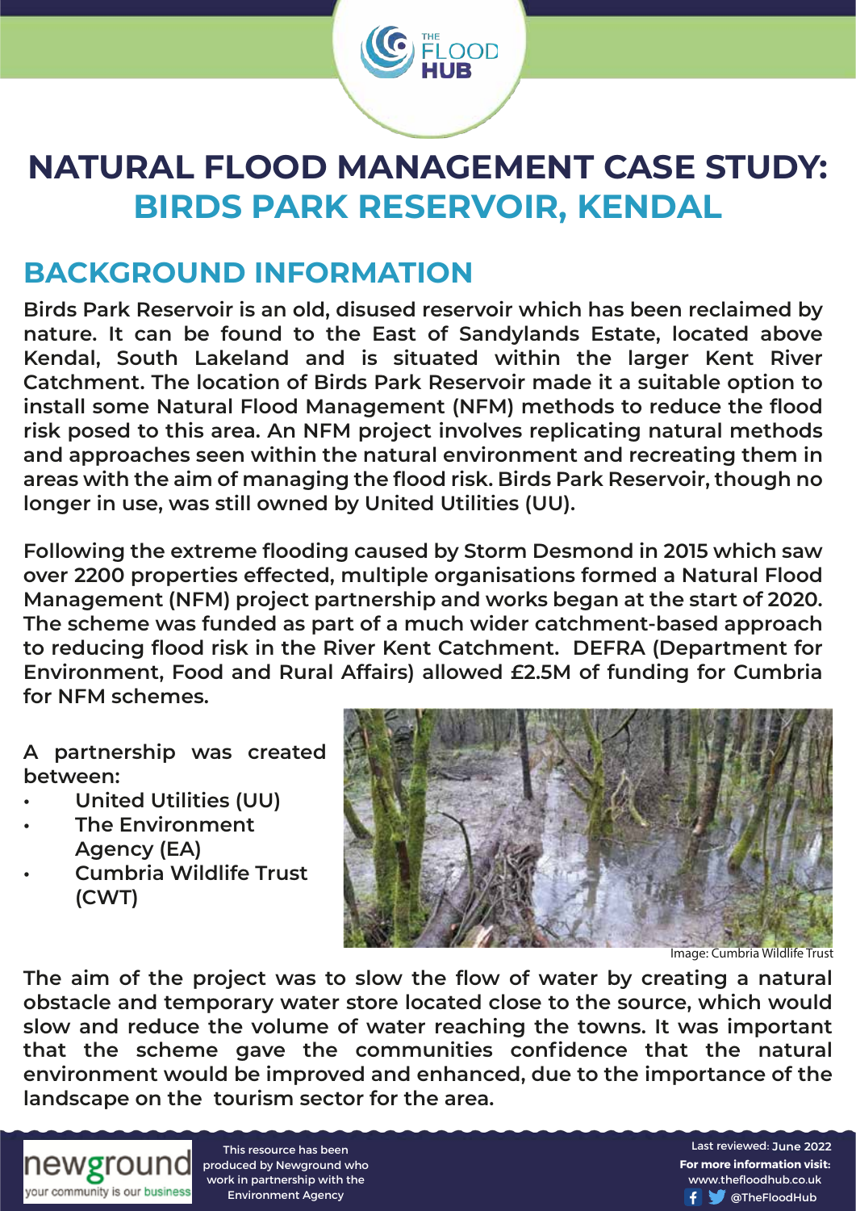# NATURAL FLOOD MANAGEMENT CASE STUDY: BIRDS PARK RESERVOIR, KENDAL

## BACKGROUND INFORMATION

**Birds Park Reservoir is an old, disused reservoir which has been reclaimed by nature. It can be found to the East of Sandylands Estate, located above Kendal, South Lakeland and is situated within the larger Kent River Catchment. The location of Birds Park Reservoir made it a suitable option to install some Natural Flood Management (NFM) methods to reduce the flood risk posed to this area. An NFM project involves replicating natural methods and approaches seen within the natural environment and recreating them in areas with the aim of managing the flood risk. Birds Park Reservoir, though no longer in use, was still owned by United Utilities (UU).**

**Following the extreme flooding caused by Storm Desmond in 2015 which saw over 2200 properties effected, multiple organisations formed a Natural Flood Management (NFM) project partnership and works began at the start of 2020. The scheme was funded as part of a much wider catchment-based approach to reducing flood risk in the River Kent Catchment. DEFRA (Department for Environment, Food and Rural Affairs) allowed £2.5M of funding for Cumbria for NFM schemes.**

**A partnership was created between:**

- **United Utilities (UU)**
- **The Environment Agency (EA)**
- **Cumbria Wildlife Trust (CWT)**

Image: Cumbria Wildlife Trust

**The aim of the project was to slow the flow of water by creating a natural obstacle and temporary water store located close to the source, which would slow and reduce the volume of water reaching the towns. It was important that the scheme gave the communities confidence that the natural environment would be improved and enhanced, due to the importance of the landscape on the tourism sector for the area.**

This resource has been produced by Newground who work in partnership with the Environment Agency

Last reviewed: June 2022

**For more information visit:** www.thefloodhub.co.uk

@TheFloodHub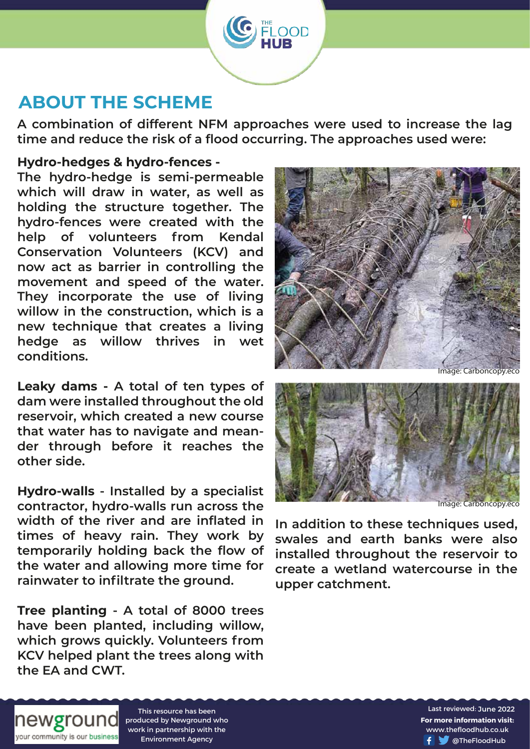## ABOUT THE SCHEME

**A combination of different NFM approaches were used to increase the lag time and reduce the risk of a flood occurring. The approaches used were:**

**Hydro-hedges & hydro-fences -** The hydro-hedge is semi-permeable which will draw in water, as well as holding the structure together. The hydro-fences were created with the help of volunteers from Kendal Conservation Volunteers (KCV) and now act as barrier in controlling the movement and speed of the water. They incorporate the use of living willow in the construction, which is a new technique that creates a living hedge as willow thrives in wet conditions.

Image: Carboncopy.eco

**Leaky dams -** A total of ten types of dam were installed throughout the old reservoir, which created a new course that water has to navigate and meander through before it reaches the other side.

Image: Carboncopy.eco

**Hydro-walls** - Installed by a specialist contractor, hydro-walls run across the width of the river and are inflated in times of heavy rain. They work by temporarily holding back the flow of the water and allowing more time for rainwater to infiltrate the ground.

**Tree planting** - A total of 8000 trees have been planted, including willow, which grows quickly. Volunteers from KCV helped plant the trees along with the EA and CWT.

In addition to these techniques used, swales and earth banks were also installed throughout the reservoir to create a wetland watercourse in the upper catchment.

This resource has been produced by Newground who work in partnership with the Environment Agency

Last reviewed: June 2022
**For more information visit:** www.thefloodhub.co.uk
@TheFloodHub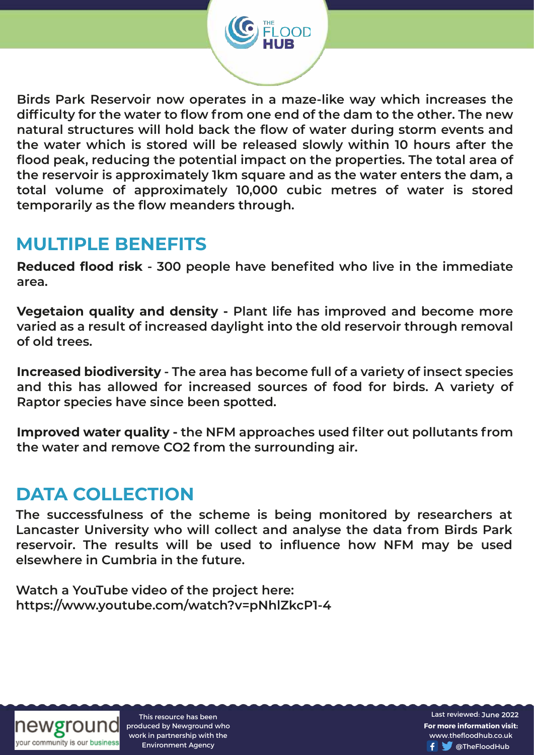Birds Park Reservoir now operates in a maze-like way which increases the difficulty for the water to flow from one end of the dam to the other. The new natural structures will hold back the flow of water during storm events and the water which is stored will be released slowly within 10 hours after the flood peak, reducing the potential impact on the properties. The total area of the reservoir is approximately 1km square and as the water enters the dam, a total volume of approximately 10,000 cubic metres of water is stored temporarily as the flow meanders through.

## MULTIPLE BENEFITS

**Reduced flood risk** - 300 people have benefited who live in the immediate area.

**Vegetaion quality and density -** Plant life has improved and become more varied as a result of increased daylight into the old reservoir through removal of old trees.

**Increased biodiversity** - The area has become full of a variety of insect species and this has allowed for increased sources of food for birds. A variety of Raptor species have since been spotted.

**Improved water quality -** the NFM approaches used filter out pollutants from the water and remove $CO_2$ from the surrounding air.

## DATA COLLECTION

The successfulness of the scheme is being monitored by researchers at Lancaster University who will collect and analyse the data from Birds Park reservoir. The results will be used to influence how NFM may be used elsewhere in Cumbria in the future.

Watch a YouTube video of the project here:
https://www.youtube.com/watch?v=pNhlZkcP1-4

This resource has been produced by Newground who work in partnership with the Environment Agency

Last reviewed: June 2022
**For more information visit:**
www.thefloodhub.co.uk
@TheFloodHub